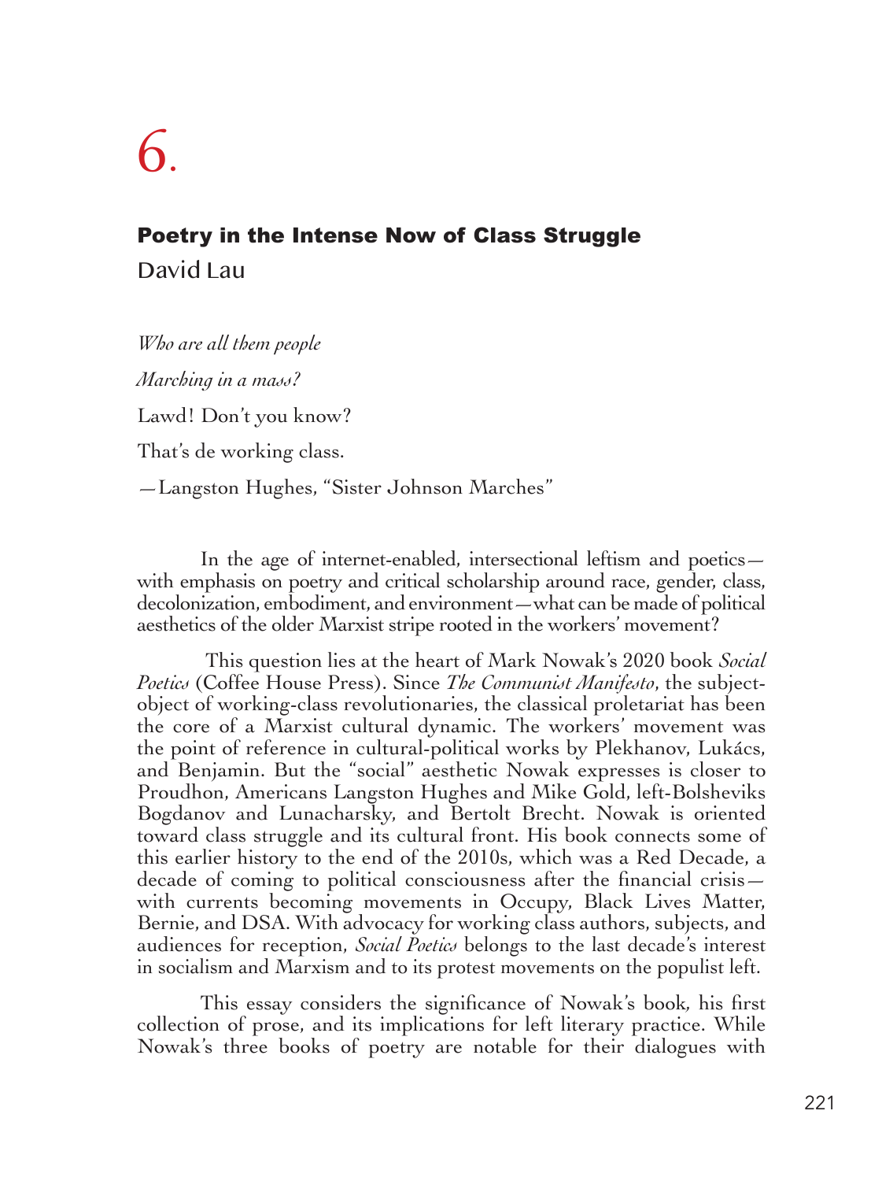# 6.

## Poetry in the Intense Now of Class Struggle

David Lau

*Who are all them people*

*Marching in a mass?*

Lawd! Don't you know?

That's de working class.

—Langston Hughes, "Sister Johnson Marches"

In the age of internet-enabled, intersectional leftism and poetics—with emphasis on poetry and critical scholarship around race, gender, class, decolonization, embodiment, and environment—what can be made of political aesthetics of the older Marxist stripe rooted in the workers' movement?

This question lies at the heart of Mark Nowak's 2020 book *Social Poetics* (Coffee House Press). Since *The Communist Manifesto*, the subject-object of working-class revolutionaries, the classical proletariat has been the core of a Marxist cultural dynamic. The workers' movement was the point of reference in cultural-political works by Plekhanov, Lukács, and Benjamin. But the "social" aesthetic Nowak expresses is closer to Proudhon, Americans Langston Hughes and Mike Gold, left-Bolsheviks Bogdanov and Lunacharsky, and Bertolt Brecht. Nowak is oriented toward class struggle and its cultural front. His book connects some of this earlier history to the end of the 2010s, which was a Red Decade, a decade of coming to political consciousness after the financial crisis—with currents becoming movements in Occupy, Black Lives Matter, Bernie, and DSA. With advocacy for working class authors, subjects, and audiences for reception, *Social Poetics* belongs to the last decade's interest in socialism and Marxism and to its protest movements on the populist left.

This essay considers the significance of Nowak's book, his first collection of prose, and its implications for left literary practice. While Nowak's three books of poetry are notable for their dialogues with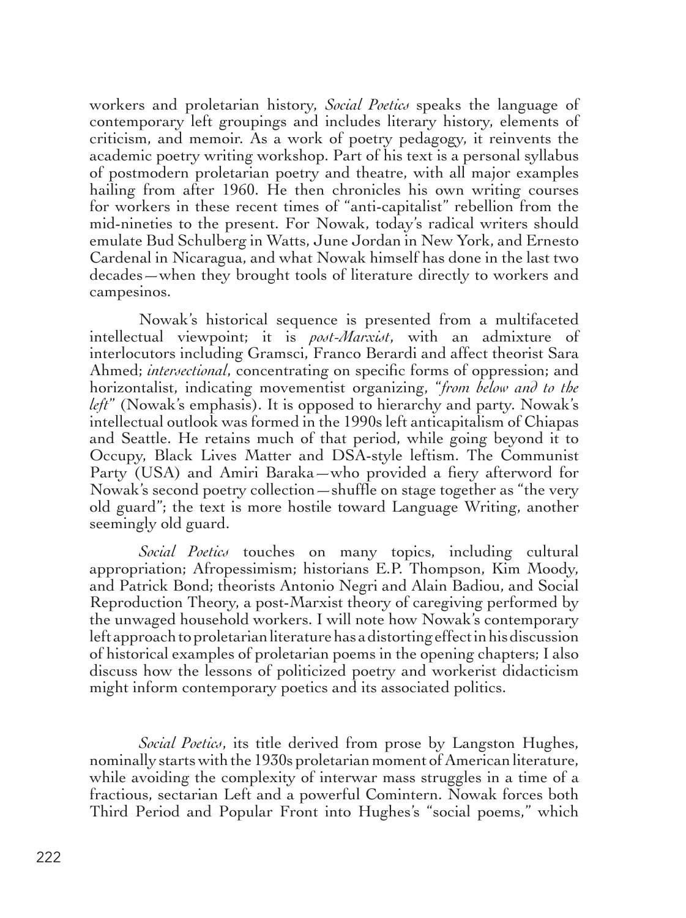workers and proletarian history, *Social Poetics* speaks the language of contemporary left groupings and includes literary history, elements of criticism, and memoir. As a work of poetry pedagogy, it reinvents the academic poetry writing workshop. Part of his text is a personal syllabus of postmodern proletarian poetry and theatre, with all major examples hailing from after 1960. He then chronicles his own writing courses for workers in these recent times of "anti-capitalist" rebellion from the mid-nineties to the present. For Nowak, today's radical writers should emulate Bud Schulberg in Watts, June Jordan in New York, and Ernesto Cardenal in Nicaragua, and what Nowak himself has done in the last two decades—when they brought tools of literature directly to workers and campesinos.

Nowak's historical sequence is presented from a multifaceted intellectual viewpoint; it is *post-Marxist*, with an admixture of interlocutors including Gramsci, Franco Berardi and affect theorist Sara Ahmed; *intersectional*, concentrating on specific forms of oppression; and horizontalist, indicating movementist organizing, "*from below and to the left*" (Nowak's emphasis). It is opposed to hierarchy and party. Nowak's intellectual outlook was formed in the 1990s left anticapitalism of Chiapas and Seattle. He retains much of that period, while going beyond it to Occupy, Black Lives Matter and DSA-style leftism. The Communist Party (USA) and Amiri Baraka—who provided a fiery afterword for Nowak's second poetry collection—shuffle on stage together as "the very old guard"; the text is more hostile toward Language Writing, another seemingly old guard.

*Social Poetics* touches on many topics, including cultural appropriation; Afropessimism; historians E.P. Thompson, Kim Moody, and Patrick Bond; theorists Antonio Negri and Alain Badiou, and Social Reproduction Theory, a post-Marxist theory of caregiving performed by the unwaged household workers. I will note how Nowak's contemporary left approach to proletarian literature has a distorting effect in his discussion of historical examples of proletarian poems in the opening chapters; I also discuss how the lessons of politicized poetry and workerist didacticism might inform contemporary poetics and its associated politics.

*Social Poetics*, its title derived from prose by Langston Hughes, nominally starts with the 1930s proletarian moment of American literature, while avoiding the complexity of interwar mass struggles in a time of a fractious, sectarian Left and a powerful Comintern. Nowak forces both Third Period and Popular Front into Hughes's "social poems," which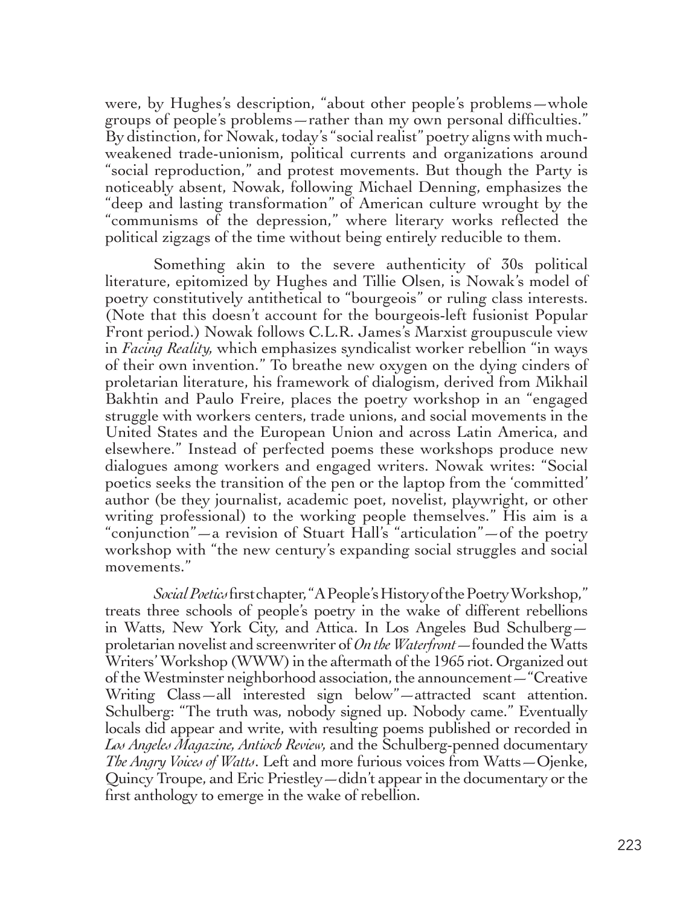were, by Hughes's description, "about other people's problems—whole groups of people's problems—rather than my own personal difficulties." By distinction, for Nowak, today's "social realist" poetry aligns with much-weakened trade-unionism, political currents and organizations around "social reproduction," and protest movements. But though the Party is noticeably absent, Nowak, following Michael Denning, emphasizes the "deep and lasting transformation" of American culture wrought by the "communisms of the depression," where literary works reflected the political zigzags of the time without being entirely reducible to them.

Something akin to the severe authenticity of 30s political literature, epitomized by Hughes and Tillie Olsen, is Nowak's model of poetry constitutively antithetical to "bourgeois" or ruling class interests. (Note that this doesn't account for the bourgeois-left fusionist Popular Front period.) Nowak follows C.L.R. James's Marxist groupuscule view in *Facing Reality,* which emphasizes syndicalist worker rebellion "in ways of their own invention." To breathe new oxygen on the dying cinders of proletarian literature, his framework of dialogism, derived from Mikhail Bakhtin and Paulo Freire, places the poetry workshop in an "engaged struggle with workers centers, trade unions, and social movements in the United States and the European Union and across Latin America, and elsewhere." Instead of perfected poems these workshops produce new dialogues among workers and engaged writers. Nowak writes: "Social poetics seeks the transition of the pen or the laptop from the 'committed' author (be they journalist, academic poet, novelist, playwright, or other writing professional) to the working people themselves." His aim is a "conjunction"—a revision of Stuart Hall's "articulation"—of the poetry workshop with "the new century's expanding social struggles and social movements."

*Social Poetics* first chapter, "A People's History of the Poetry Workshop," treats three schools of people's poetry in the wake of different rebellions in Watts, New York City, and Attica. In Los Angeles Bud Schulberg—proletarian novelist and screenwriter of *On the Waterfront*—founded the Watts Writers' Workshop (WWW) in the aftermath of the 1965 riot. Organized out of the Westminster neighborhood association, the announcement—"Creative Writing Class—all interested sign below"—attracted scant attention. Schulberg: "The truth was, nobody signed up. Nobody came." Eventually locals did appear and write, with resulting poems published or recorded in *Los Angeles Magazine, Antioch Review,* and the Schulberg-penned documentary *The Angry Voices of Watts*. Left and more furious voices from Watts—Ojenke, Quincy Troupe, and Eric Priestley—didn't appear in the documentary or the first anthology to emerge in the wake of rebellion.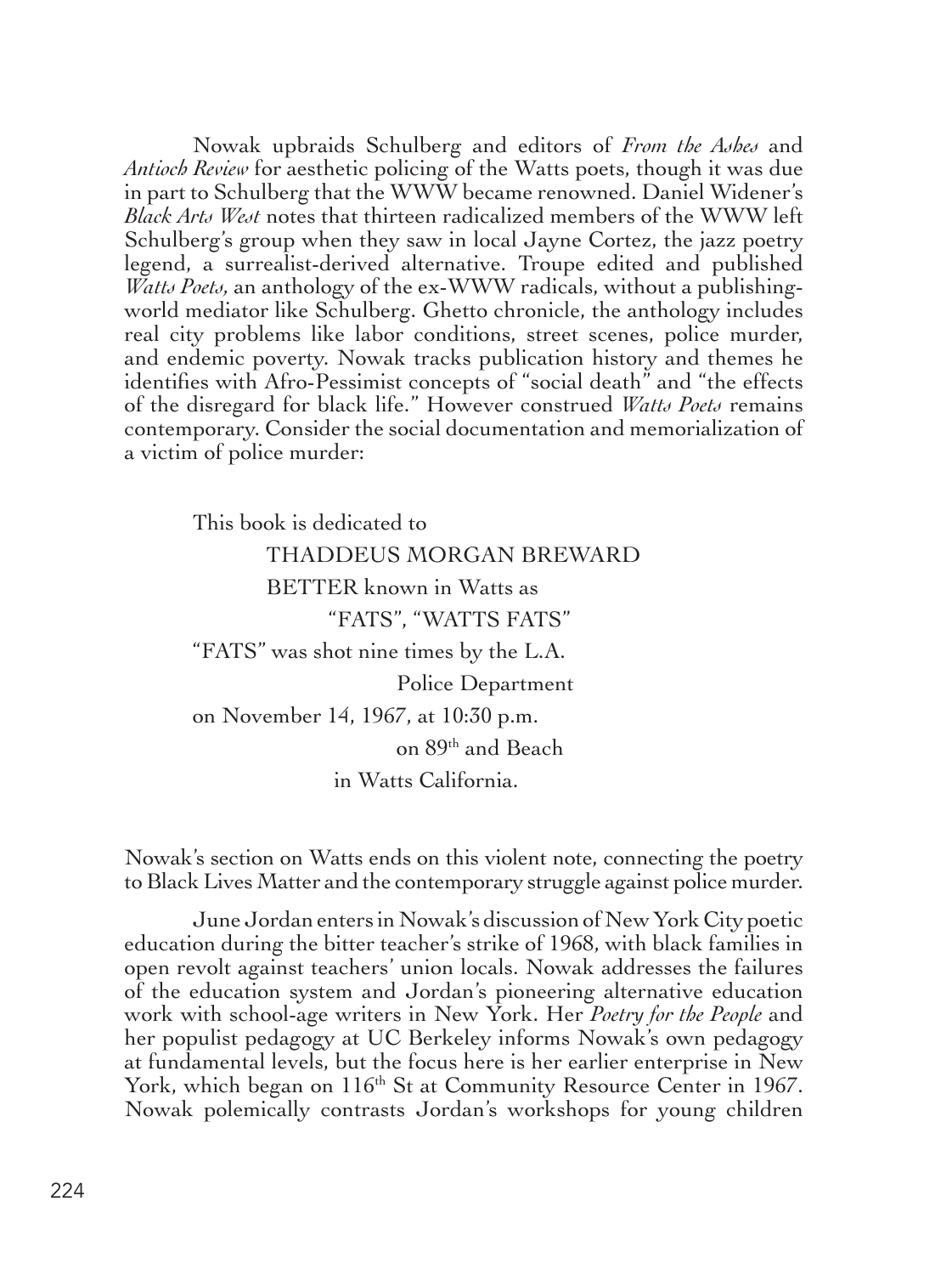Nowak upbraids Schulberg and editors of *From the Ashes* and *Antioch Review* for aesthetic policing of the Watts poets, though it was due in part to Schulberg that the WWW became renowned. Daniel Widener's *Black Arts West* notes that thirteen radicalized members of the WWW left Schulberg's group when they saw in local Jayne Cortez, the jazz poetry legend, a surrealist-derived alternative. Troupe edited and published *Watts Poets*, an anthology of the ex-WWW radicals, without a publishing-world mediator like Schulberg. Ghetto chronicle, the anthology includes real city problems like labor conditions, street scenes, police murder, and endemic poverty. Nowak tracks publication history and themes he identifies with Afro-Pessimist concepts of "social death" and "the effects of the disregard for black life." However construed *Watts Poets* remains contemporary. Consider the social documentation and memorialization of a victim of police murder:

> This book is dedicated to
> THADDEUS MORGAN BREWARD
> BETTER known in Watts as
> "FATS", "WATTS FATS"
> "FATS" was shot nine times by the L.A.
> Police Department
> on November 14, 1967, at 10:30 p.m.
> on 89th and Beach
> in Watts California.

Nowak's section on Watts ends on this violent note, connecting the poetry to Black Lives Matter and the contemporary struggle against police murder.

June Jordan enters in Nowak's discussion of New York City poetic education during the bitter teacher's strike of 1968, with black families in open revolt against teachers' union locals. Nowak addresses the failures of the education system and Jordan's pioneering alternative education work with school-age writers in New York. Her *Poetry for the People* and her populist pedagogy at UC Berkeley informs Nowak's own pedagogy at fundamental levels, but the focus here is her earlier enterprise in New York, which began on 116th St at Community Resource Center in 1967. Nowak polemically contrasts Jordan's workshops for young children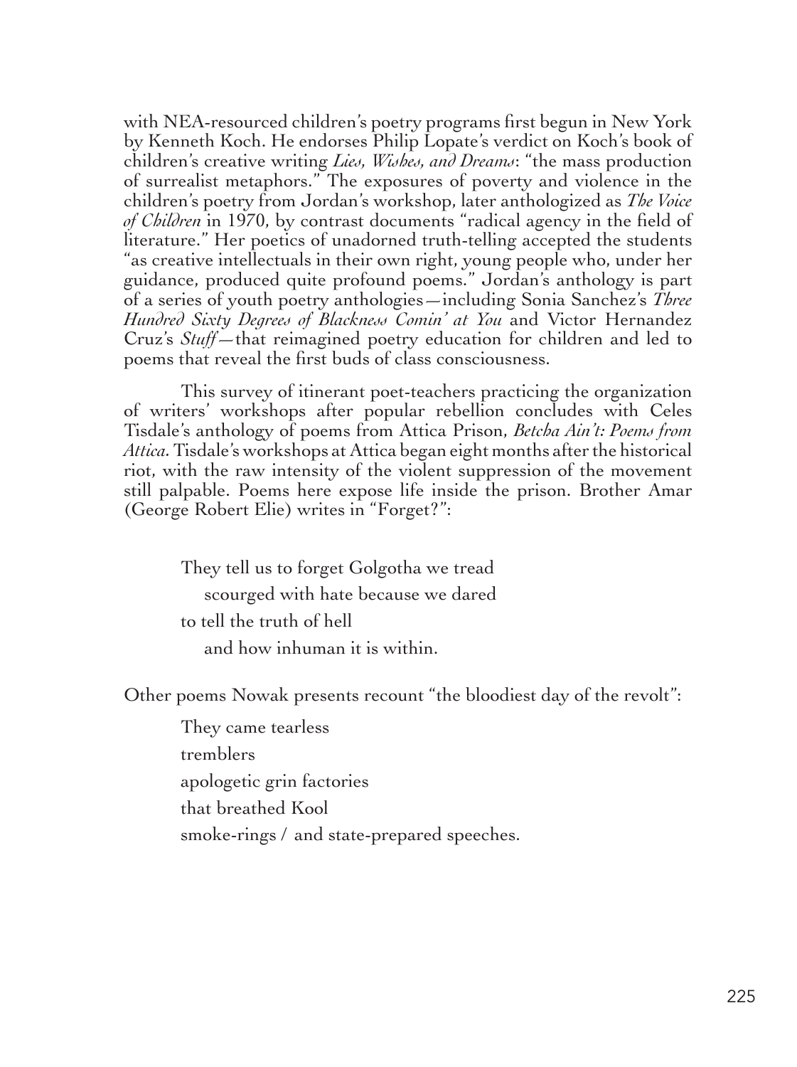with NEA-resourced children's poetry programs first begun in New York by Kenneth Koch. He endorses Philip Lopate's verdict on Koch's book of children's creative writing *Lies, Wishes, and Dreams*: "the mass production of surrealist metaphors." The exposures of poverty and violence in the children's poetry from Jordan's workshop, later anthologized as *The Voice of Children* in 1970, by contrast documents "radical agency in the field of literature." Her poetics of unadorned truth-telling accepted the students "as creative intellectuals in their own right, young people who, under her guidance, produced quite profound poems." Jordan's anthology is part of a series of youth poetry anthologies—including Sonia Sanchez's *Three Hundred Sixty Degrees of Blackness Comin' at You* and Victor Hernandez Cruz's *Stuff*—that reimagined poetry education for children and led to poems that reveal the first buds of class consciousness.

This survey of itinerant poet-teachers practicing the organization of writers' workshops after popular rebellion concludes with Celes Tisdale's anthology of poems from Attica Prison, *Betcha Ain't: Poems from Attica*. Tisdale's workshops at Attica began eight months after the historical riot, with the raw intensity of the violent suppression of the movement still palpable. Poems here expose life inside the prison. Brother Amar (George Robert Elie) writes in "Forget?":

> They tell us to forget Golgotha we tread
> scourged with hate because we dared
> to tell the truth of hell
> and how inhuman it is within.

Other poems Nowak presents recount "the bloodiest day of the revolt":

> They came tearless
> tremblers
> apologetic grin factories
> that breathed Kool
> smoke-rings / and state-prepared speeches.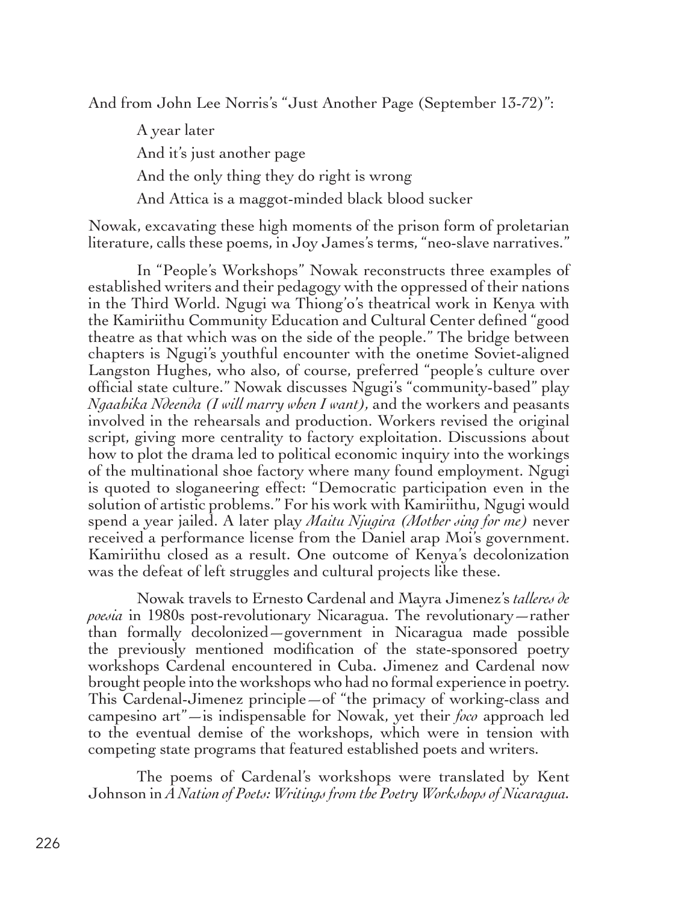And from John Lee Norris's "Just Another Page (September 13-72)":

> A year later
>
> And it's just another page
>
> And the only thing they do right is wrong
>
> And Attica is a maggot-minded black blood sucker

Nowak, excavating these high moments of the prison form of proletarian literature, calls these poems, in Joy James's terms, "neo-slave narratives."

In "People's Workshops" Nowak reconstructs three examples of established writers and their pedagogy with the oppressed of their nations in the Third World. Ngugi wa Thiong'o's theatrical work in Kenya with the Kamiriithu Community Education and Cultural Center defined "good theatre as that which was on the side of the people." The bridge between chapters is Ngugi's youthful encounter with the onetime Soviet-aligned Langston Hughes, who also, of course, preferred "people's culture over official state culture." Nowak discusses Ngugi's "community-based" play *Ngaahika Ndeenda (I will marry when I want)*, and the workers and peasants involved in the rehearsals and production. Workers revised the original script, giving more centrality to factory exploitation. Discussions about how to plot the drama led to political economic inquiry into the workings of the multinational shoe factory where many found employment. Ngugi is quoted to sloganeering effect: "Democratic participation even in the solution of artistic problems." For his work with Kamiriithu, Ngugi would spend a year jailed. A later play *Maitu Njugira (Mother sing for me)* never received a performance license from the Daniel arap Moi's government. Kamiriithu closed as a result. One outcome of Kenya's decolonization was the defeat of left struggles and cultural projects like these.

Nowak travels to Ernesto Cardenal and Mayra Jimenez's *talleres de poesia* in 1980s post-revolutionary Nicaragua. The revolutionary—rather than formally decolonized—government in Nicaragua made possible the previously mentioned modification of the state-sponsored poetry workshops Cardenal encountered in Cuba. Jimenez and Cardenal now brought people into the workshops who had no formal experience in poetry. This Cardenal-Jimenez principle—of "the primacy of working-class and campesino art"—is indispensable for Nowak, yet their *foco* approach led to the eventual demise of the workshops, which were in tension with competing state programs that featured established poets and writers.

The poems of Cardenal's workshops were translated by Kent Johnson in *A Nation of Poets: Writings from the Poetry Workshops of Nicaragua*.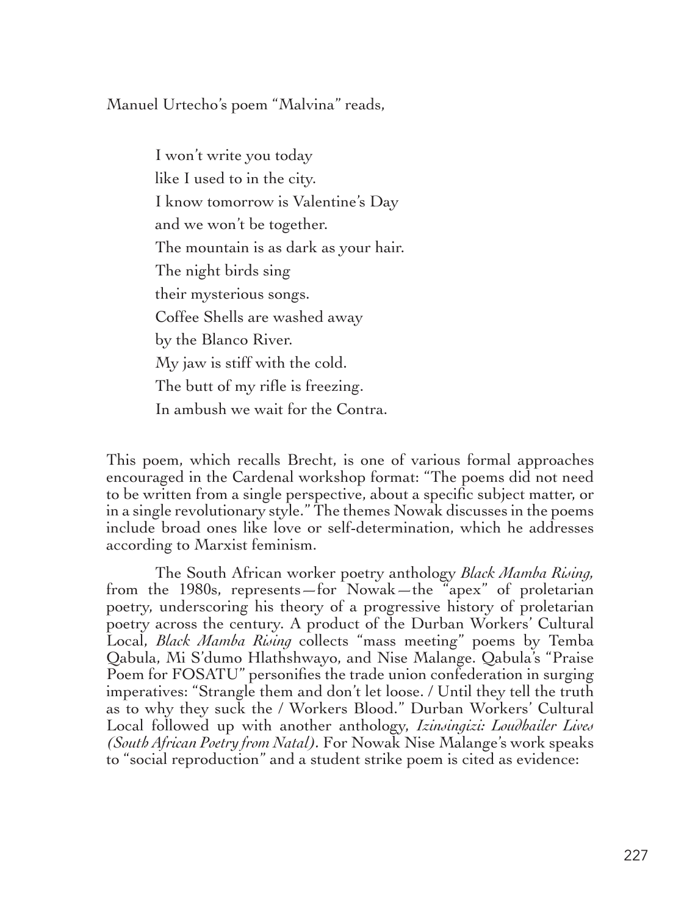Manuel Urtecho's poem "Malvina" reads,

> I won't write you today  
> like I used to in the city.  
> I know tomorrow is Valentine's Day  
> and we won't be together.  
> The mountain is as dark as your hair.  
> The night birds sing  
> their mysterious songs.  
> Coffee Shells are washed away  
> by the Blanco River.  
> My jaw is stiff with the cold.  
> The butt of my rifle is freezing.  
> In ambush we wait for the Contra.

This poem, which recalls Brecht, is one of various formal approaches encouraged in the Cardenal workshop format: "The poems did not need to be written from a single perspective, about a specific subject matter, or in a single revolutionary style." The themes Nowak discusses in the poems include broad ones like love or self-determination, which he addresses according to Marxist feminism.

The South African worker poetry anthology *Black Mamba Rising*, from the 1980s, represents—for Nowak—the "apex" of proletarian poetry, underscoring his theory of a progressive history of proletarian poetry across the century. A product of the Durban Workers' Cultural Local, *Black Mamba Rising* collects "mass meeting" poems by Temba Qabula, Mi S'dumo Hlathshwayo, and Nise Malange. Qabula's "Praise Poem for FOSATU" personifies the trade union confederation in surging imperatives: "Strangle them and don't let loose. / Until they tell the truth as to why they suck the / Workers Blood." Durban Workers' Cultural Local followed up with another anthology, *Izinsingizi: Loudhailer Lives (South African Poetry from Natal)*. For Nowak Nise Malange's work speaks to "social reproduction" and a student strike poem is cited as evidence: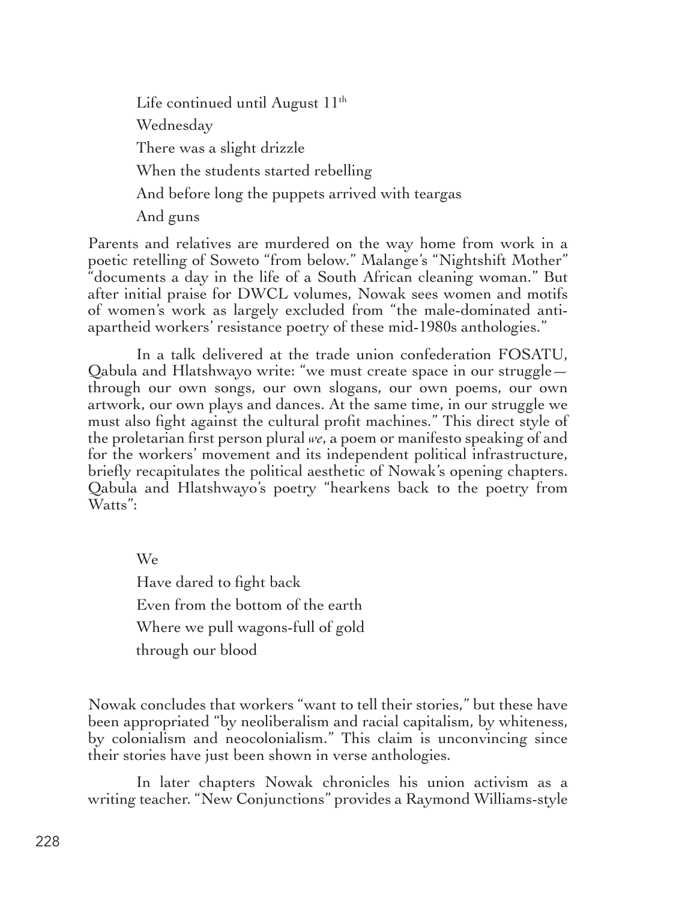Life continued until August 11th  
Wednesday  
There was a slight drizzle  
When the students started rebelling  
And before long the puppets arrived with teargas  
And guns

Parents and relatives are murdered on the way home from work in a poetic retelling of Soweto "from below." Malange's "Nightshift Mother" "documents a day in the life of a South African cleaning woman." But after initial praise for DWCL volumes, Nowak sees women and motifs of women's work as largely excluded from "the male-dominated anti-apartheid workers' resistance poetry of these mid-1980s anthologies."

In a talk delivered at the trade union confederation FOSATU, Qabula and Hlatshwayo write: "we must create space in our struggle—through our own songs, our own slogans, our own poems, our own artwork, our own plays and dances. At the same time, in our struggle we must also fight against the cultural profit machines." This direct style of the proletarian first person plural *we*, a poem or manifesto speaking of and for the workers' movement and its independent political infrastructure, briefly recapitulates the political aesthetic of Nowak's opening chapters. Qabula and Hlatshwayo's poetry "hearkens back to the poetry from Watts":

We  
Have dared to fight back  
Even from the bottom of the earth  
Where we pull wagons-full of gold  
through our blood

Nowak concludes that workers "want to tell their stories," but these have been appropriated "by neoliberalism and racial capitalism, by whiteness, by colonialism and neocolonialism." This claim is unconvincing since their stories have just been shown in verse anthologies.

In later chapters Nowak chronicles his union activism as a writing teacher. "New Conjunctions" provides a Raymond Williams-style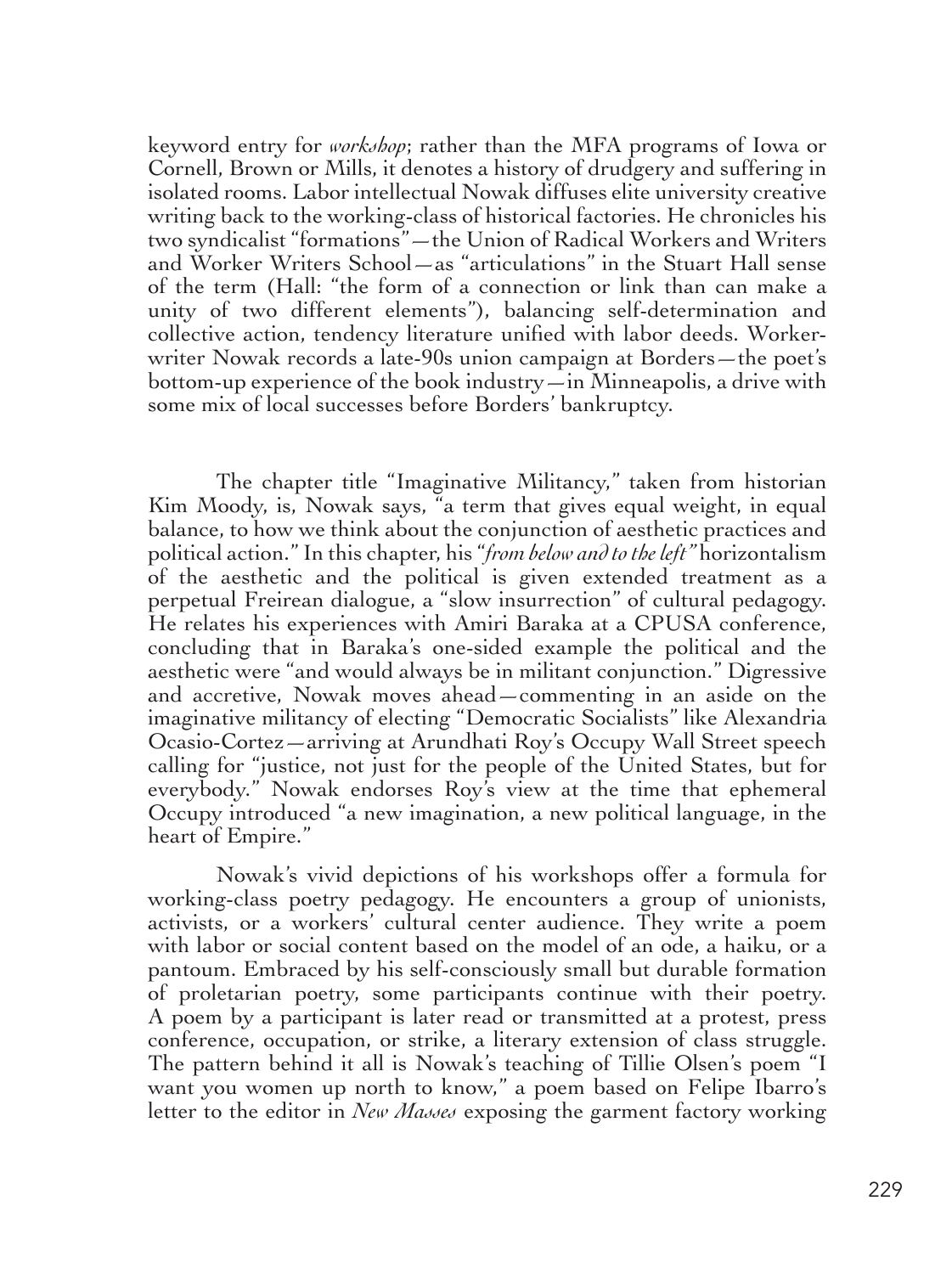keyword entry for *workshop*; rather than the MFA programs of Iowa or Cornell, Brown or Mills, it denotes a history of drudgery and suffering in isolated rooms. Labor intellectual Nowak diffuses elite university creative writing back to the working-class of historical factories. He chronicles his two syndicalist "formations"—the Union of Radical Workers and Writers and Worker Writers School—as "articulations" in the Stuart Hall sense of the term (Hall: "the form of a connection or link than can make a unity of two different elements"), balancing self-determination and collective action, tendency literature unified with labor deeds. Worker-writer Nowak records a late-90s union campaign at Borders—the poet's bottom-up experience of the book industry—in Minneapolis, a drive with some mix of local successes before Borders' bankruptcy.

The chapter title "Imaginative Militancy," taken from historian Kim Moody, is, Nowak says, "a term that gives equal weight, in equal balance, to how we think about the conjunction of aesthetic practices and political action." In this chapter, his *"from below and to the left"* horizontalism of the aesthetic and the political is given extended treatment as a perpetual Freirean dialogue, a "slow insurrection" of cultural pedagogy. He relates his experiences with Amiri Baraka at a CPUSA conference, concluding that in Baraka's one-sided example the political and the aesthetic were "and would always be in militant conjunction." Digressive and accretive, Nowak moves ahead—commenting in an aside on the imaginative militancy of electing "Democratic Socialists" like Alexandria Ocasio-Cortez—arriving at Arundhati Roy's Occupy Wall Street speech calling for "justice, not just for the people of the United States, but for everybody." Nowak endorses Roy's view at the time that ephemeral Occupy introduced "a new imagination, a new political language, in the heart of Empire."

Nowak's vivid depictions of his workshops offer a formula for working-class poetry pedagogy. He encounters a group of unionists, activists, or a workers' cultural center audience. They write a poem with labor or social content based on the model of an ode, a haiku, or a pantoum. Embraced by his self-consciously small but durable formation of proletarian poetry, some participants continue with their poetry. A poem by a participant is later read or transmitted at a protest, press conference, occupation, or strike, a literary extension of class struggle. The pattern behind it all is Nowak's teaching of Tillie Olsen's poem "I want you women up north to know," a poem based on Felipe Ibarro's letter to the editor in *New Masses* exposing the garment factory working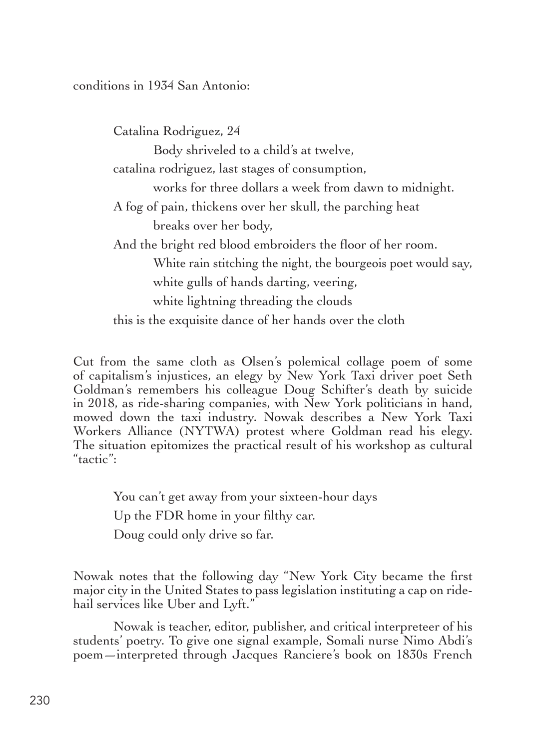conditions in 1934 San Antonio:

> Catalina Rodriguez, 24
>
> &emsp;&emsp;Body shriveled to a child's at twelve,
>
> catalina rodriguez, last stages of consumption,
>
> &emsp;&emsp;works for three dollars a week from dawn to midnight.
>
> A fog of pain, thickens over her skull, the parching heat
>
> &emsp;&emsp;breaks over her body,
>
> And the bright red blood embroiders the floor of her room.
>
> &emsp;&emsp;White rain stitching the night, the bourgeois poet would say,
>
> &emsp;&emsp;white gulls of hands darting, veering,
>
> &emsp;&emsp;white lightning threading the clouds
>
> this is the exquisite dance of her hands over the cloth

Cut from the same cloth as Olsen's polemical collage poem of some of capitalism's injustices, an elegy by New York Taxi driver poet Seth Goldman's remembers his colleague Doug Schifter's death by suicide in 2018, as ride-sharing companies, with New York politicians in hand, mowed down the taxi industry. Nowak describes a New York Taxi Workers Alliance (NYTWA) protest where Goldman read his elegy. The situation epitomizes the practical result of his workshop as cultural "tactic":

> You can't get away from your sixteen-hour days
>
> Up the FDR home in your filthy car.
>
> Doug could only drive so far.

Nowak notes that the following day "New York City became the first major city in the United States to pass legislation instituting a cap on ride-hail services like Uber and Lyft."

Nowak is teacher, editor, publisher, and critical interpreteer of his students' poetry. To give one signal example, Somali nurse Nimo Abdi's poem—interpreted through Jacques Ranciere's book on 1830s French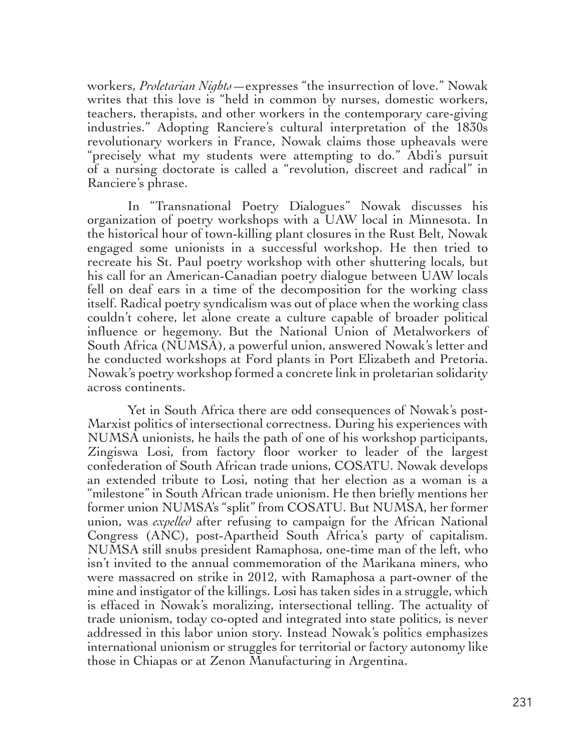workers, *Proletarian Nights*—expresses "the insurrection of love." Nowak writes that this love is "held in common by nurses, domestic workers, teachers, therapists, and other workers in the contemporary care-giving industries." Adopting Ranciere's cultural interpretation of the 1830s revolutionary workers in France, Nowak claims those upheavals were "precisely what my students were attempting to do." Abdi's pursuit of a nursing doctorate is called a "revolution, discreet and radical" in Ranciere's phrase.

In "Transnational Poetry Dialogues" Nowak discusses his organization of poetry workshops with a UAW local in Minnesota. In the historical hour of town-killing plant closures in the Rust Belt, Nowak engaged some unionists in a successful workshop. He then tried to recreate his St. Paul poetry workshop with other shuttering locals, but his call for an American-Canadian poetry dialogue between UAW locals fell on deaf ears in a time of the decomposition for the working class itself. Radical poetry syndicalism was out of place when the working class couldn't cohere, let alone create a culture capable of broader political influence or hegemony. But the National Union of Metalworkers of South Africa (NUMSA), a powerful union, answered Nowak's letter and he conducted workshops at Ford plants in Port Elizabeth and Pretoria. Nowak's poetry workshop formed a concrete link in proletarian solidarity across continents.

Yet in South Africa there are odd consequences of Nowak's post-Marxist politics of intersectional correctness. During his experiences with NUMSA unionists, he hails the path of one of his workshop participants, Zingiswa Losi, from factory floor worker to leader of the largest confederation of South African trade unions, COSATU. Nowak develops an extended tribute to Losi, noting that her election as a woman is a "milestone" in South African trade unionism. He then briefly mentions her former union NUMSA's "split" from COSATU. But NUMSA, her former union, was *expelled* after refusing to campaign for the African National Congress (ANC), post-Apartheid South Africa's party of capitalism. NUMSA still snubs president Ramaphosa, one-time man of the left, who isn't invited to the annual commemoration of the Marikana miners, who were massacred on strike in 2012, with Ramaphosa a part-owner of the mine and instigator of the killings. Losi has taken sides in a struggle, which is effaced in Nowak's moralizing, intersectional telling. The actuality of trade unionism, today co-opted and integrated into state politics, is never addressed in this labor union story. Instead Nowak's politics emphasizes international unionism or struggles for territorial or factory autonomy like those in Chiapas or at Zenon Manufacturing in Argentina.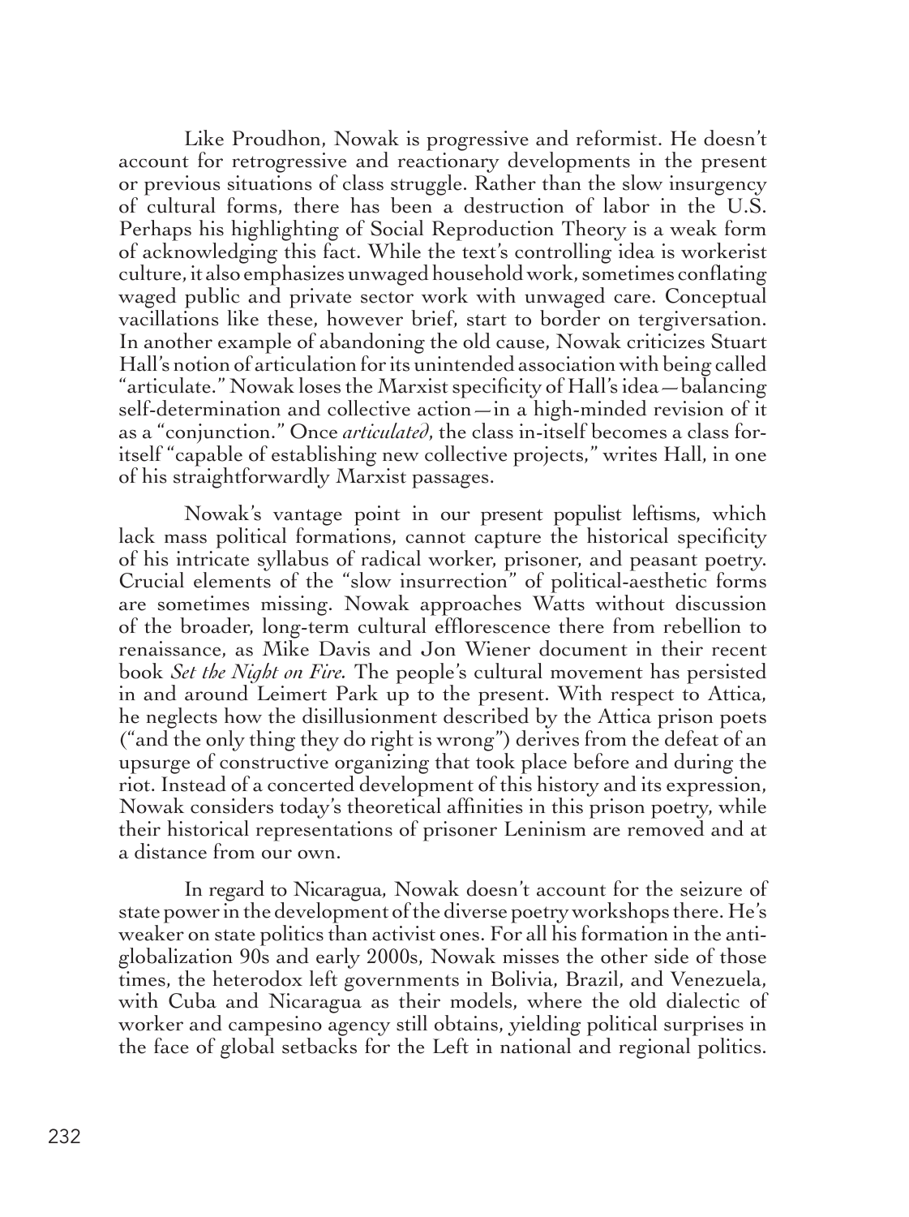Like Proudhon, Nowak is progressive and reformist. He doesn't account for retrogressive and reactionary developments in the present or previous situations of class struggle. Rather than the slow insurgency of cultural forms, there has been a destruction of labor in the U.S. Perhaps his highlighting of Social Reproduction Theory is a weak form of acknowledging this fact. While the text's controlling idea is workerist culture, it also emphasizes unwaged household work, sometimes conflating waged public and private sector work with unwaged care. Conceptual vacillations like these, however brief, start to border on tergiversation. In another example of abandoning the old cause, Nowak criticizes Stuart Hall's notion of articulation for its unintended association with being called "articulate." Nowak loses the Marxist specificity of Hall's idea—balancing self-determination and collective action—in a high-minded revision of it as a "conjunction." Once *articulated*, the class in-itself becomes a class for-itself "capable of establishing new collective projects," writes Hall, in one of his straightforwardly Marxist passages.

Nowak's vantage point in our present populist leftisms, which lack mass political formations, cannot capture the historical specificity of his intricate syllabus of radical worker, prisoner, and peasant poetry. Crucial elements of the "slow insurrection" of political-aesthetic forms are sometimes missing. Nowak approaches Watts without discussion of the broader, long-term cultural efflorescence there from rebellion to renaissance, as Mike Davis and Jon Wiener document in their recent book *Set the Night on Fire.* The people's cultural movement has persisted in and around Leimert Park up to the present. With respect to Attica, he neglects how the disillusionment described by the Attica prison poets ("and the only thing they do right is wrong") derives from the defeat of an upsurge of constructive organizing that took place before and during the riot. Instead of a concerted development of this history and its expression, Nowak considers today's theoretical affinities in this prison poetry, while their historical representations of prisoner Leninism are removed and at a distance from our own.

In regard to Nicaragua, Nowak doesn't account for the seizure of state power in the development of the diverse poetry workshops there. He's weaker on state politics than activist ones. For all his formation in the anti-globalization 90s and early 2000s, Nowak misses the other side of those times, the heterodox left governments in Bolivia, Brazil, and Venezuela, with Cuba and Nicaragua as their models, where the old dialectic of worker and campesino agency still obtains, yielding political surprises in the face of global setbacks for the Left in national and regional politics.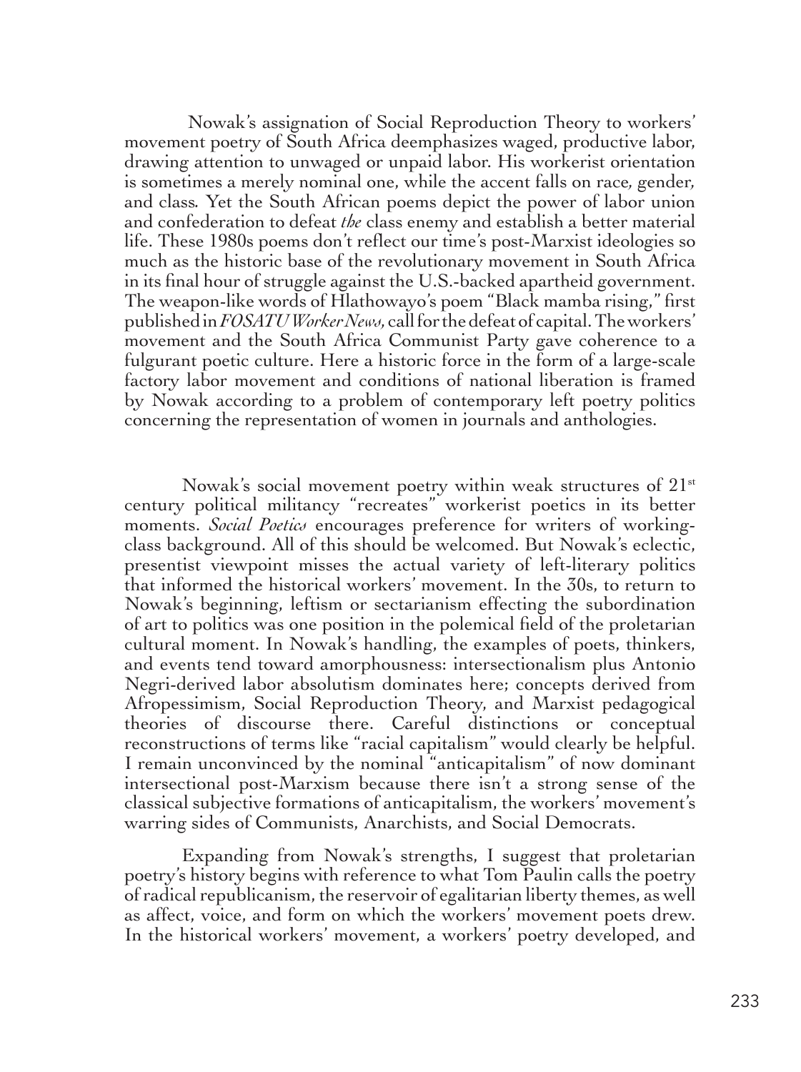Nowak's assignation of Social Reproduction Theory to workers' movement poetry of South Africa deemphasizes waged, productive labor, drawing attention to unwaged or unpaid labor. His workerist orientation is sometimes a merely nominal one, while the accent falls on race, gender, and class. Yet the South African poems depict the power of labor union and confederation to defeat *the* class enemy and establish a better material life. These 1980s poems don't reflect our time's post-Marxist ideologies so much as the historic base of the revolutionary movement in South Africa in its final hour of struggle against the U.S.-backed apartheid government. The weapon-like words of Hlathowayo's poem "Black mamba rising," first published in *FOSATU Worker News*, call for the defeat of capital. The workers' movement and the South Africa Communist Party gave coherence to a fulgurant poetic culture. Here a historic force in the form of a large-scale factory labor movement and conditions of national liberation is framed by Nowak according to a problem of contemporary left poetry politics concerning the representation of women in journals and anthologies.

Nowak's social movement poetry within weak structures of 21st century political militancy "recreates" workerist poetics in its better moments. *Social Poetics* encourages preference for writers of working-class background. All of this should be welcomed. But Nowak's eclectic, presentist viewpoint misses the actual variety of left-literary politics that informed the historical workers' movement. In the 30s, to return to Nowak's beginning, leftism or sectarianism effecting the subordination of art to politics was one position in the polemical field of the proletarian cultural moment. In Nowak's handling, the examples of poets, thinkers, and events tend toward amorphousness: intersectionalism plus Antonio Negri-derived labor absolutism dominates here; concepts derived from Afropessimism, Social Reproduction Theory, and Marxist pedagogical theories of discourse there. Careful distinctions or conceptual reconstructions of terms like "racial capitalism" would clearly be helpful. I remain unconvinced by the nominal "anticapitalism" of now dominant intersectional post-Marxism because there isn't a strong sense of the classical subjective formations of anticapitalism, the workers' movement's warring sides of Communists, Anarchists, and Social Democrats.

Expanding from Nowak's strengths, I suggest that proletarian poetry's history begins with reference to what Tom Paulin calls the poetry of radical republicanism, the reservoir of egalitarian liberty themes, as well as affect, voice, and form on which the workers' movement poets drew. In the historical workers' movement, a workers' poetry developed, and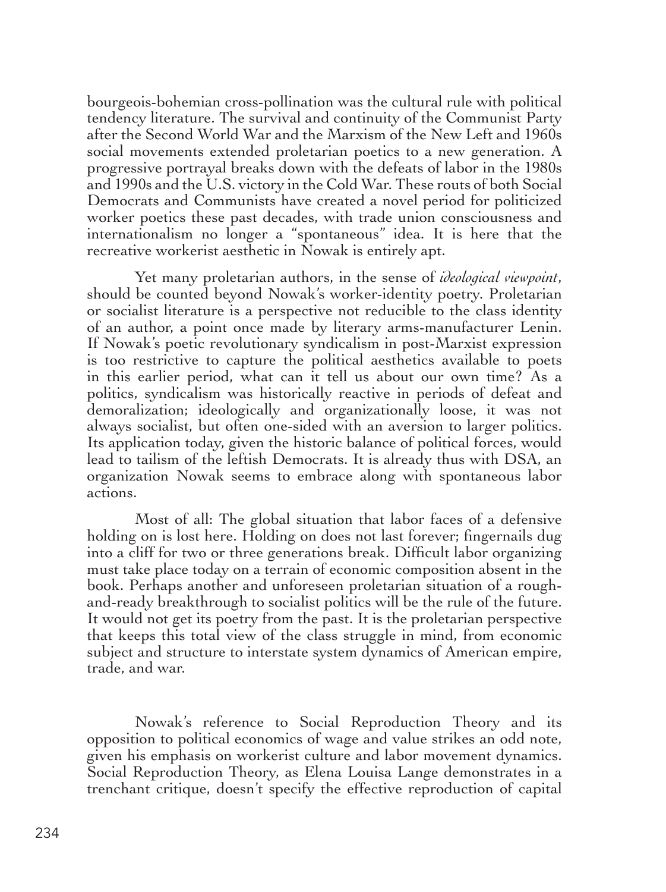bourgeois-bohemian cross-pollination was the cultural rule with political tendency literature. The survival and continuity of the Communist Party after the Second World War and the Marxism of the New Left and 1960s social movements extended proletarian poetics to a new generation. A progressive portrayal breaks down with the defeats of labor in the 1980s and 1990s and the U.S. victory in the Cold War. These routs of both Social Democrats and Communists have created a novel period for politicized worker poetics these past decades, with trade union consciousness and internationalism no longer a "spontaneous" idea. It is here that the recreative workerist aesthetic in Nowak is entirely apt.

Yet many proletarian authors, in the sense of *ideological viewpoint*, should be counted beyond Nowak's worker-identity poetry. Proletarian or socialist literature is a perspective not reducible to the class identity of an author, a point once made by literary arms-manufacturer Lenin. If Nowak's poetic revolutionary syndicalism in post-Marxist expression is too restrictive to capture the political aesthetics available to poets in this earlier period, what can it tell us about our own time? As a politics, syndicalism was historically reactive in periods of defeat and demoralization; ideologically and organizationally loose, it was not always socialist, but often one-sided with an aversion to larger politics. Its application today, given the historic balance of political forces, would lead to tailism of the leftish Democrats. It is already thus with DSA, an organization Nowak seems to embrace along with spontaneous labor actions.

Most of all: The global situation that labor faces of a defensive holding on is lost here. Holding on does not last forever; fingernails dug into a cliff for two or three generations break. Difficult labor organizing must take place today on a terrain of economic composition absent in the book. Perhaps another and unforeseen proletarian situation of a rough-and-ready breakthrough to socialist politics will be the rule of the future. It would not get its poetry from the past. It is the proletarian perspective that keeps this total view of the class struggle in mind, from economic subject and structure to interstate system dynamics of American empire, trade, and war.

Nowak's reference to Social Reproduction Theory and its opposition to political economics of wage and value strikes an odd note, given his emphasis on workerist culture and labor movement dynamics. Social Reproduction Theory, as Elena Louisa Lange demonstrates in a trenchant critique, doesn't specify the effective reproduction of capital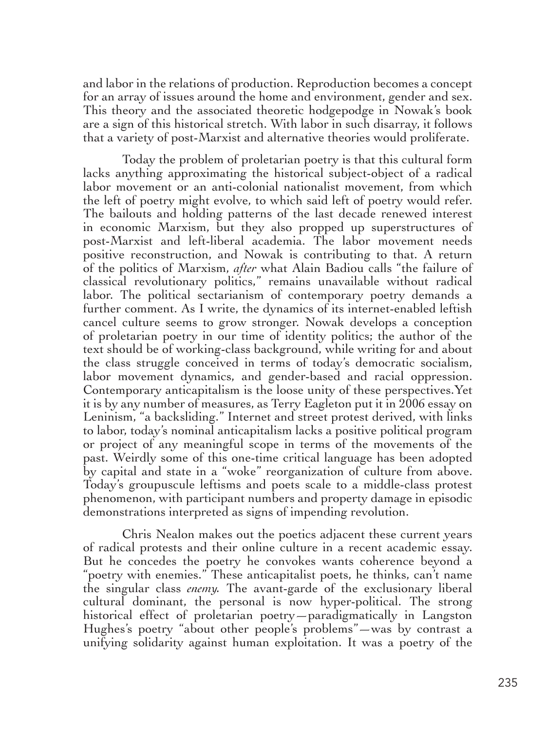and labor in the relations of production. Reproduction becomes a concept for an array of issues around the home and environment, gender and sex. This theory and the associated theoretic hodgepodge in Nowak's book are a sign of this historical stretch. With labor in such disarray, it follows that a variety of post-Marxist and alternative theories would proliferate.

Today the problem of proletarian poetry is that this cultural form lacks anything approximating the historical subject-object of a radical labor movement or an anti-colonial nationalist movement, from which the left of poetry might evolve, to which said left of poetry would refer. The bailouts and holding patterns of the last decade renewed interest in economic Marxism, but they also propped up superstructures of post-Marxist and left-liberal academia. The labor movement needs positive reconstruction, and Nowak is contributing to that. A return of the politics of Marxism, *after* what Alain Badiou calls "the failure of classical revolutionary politics," remains unavailable without radical labor. The political sectarianism of contemporary poetry demands a further comment. As I write, the dynamics of its internet-enabled leftish cancel culture seems to grow stronger. Nowak develops a conception of proletarian poetry in our time of identity politics; the author of the text should be of working-class background, while writing for and about the class struggle conceived in terms of today's democratic socialism, labor movement dynamics, and gender-based and racial oppression. Contemporary anticapitalism is the loose unity of these perspectives. Yet it is by any number of measures, as Terry Eagleton put it in 2006 essay on Leninism, "a backsliding." Internet and street protest derived, with links to labor, today's nominal anticapitalism lacks a positive political program or project of any meaningful scope in terms of the movements of the past. Weirdly some of this one-time critical language has been adopted by capital and state in a "woke" reorganization of culture from above. Today's groupuscule leftisms and poets scale to a middle-class protest phenomenon, with participant numbers and property damage in episodic demonstrations interpreted as signs of impending revolution.

Chris Nealon makes out the poetics adjacent these current years of radical protests and their online culture in a recent academic essay. But he concedes the poetry he convokes wants coherence beyond a "poetry with enemies." These anticapitalist poets, he thinks, can't name the singular class *enemy*. The avant-garde of the exclusionary liberal cultural dominant, the personal is now hyper-political. The strong historical effect of proletarian poetry—paradigmatically in Langston Hughes's poetry "about other people's problems"—was by contrast a unifying solidarity against human exploitation. It was a poetry of the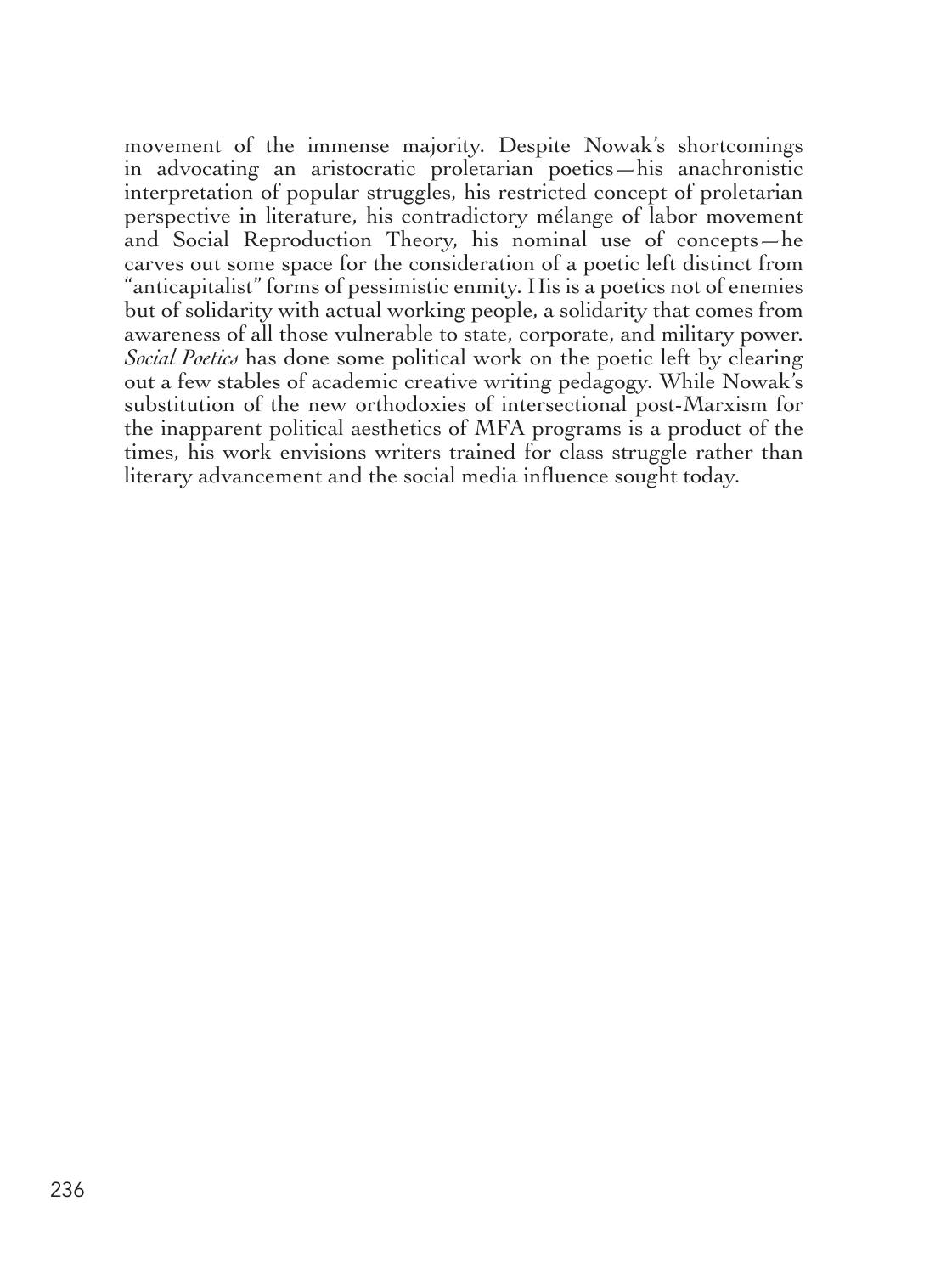movement of the immense majority. Despite Nowak's shortcomings in advocating an aristocratic proletarian poetics—his anachronistic interpretation of popular struggles, his restricted concept of proletarian perspective in literature, his contradictory mélange of labor movement and Social Reproduction Theory, his nominal use of concepts—he carves out some space for the consideration of a poetic left distinct from "anticapitalist" forms of pessimistic enmity. His is a poetics not of enemies but of solidarity with actual working people, a solidarity that comes from awareness of all those vulnerable to state, corporate, and military power. *Social Poetics* has done some political work on the poetic left by clearing out a few stables of academic creative writing pedagogy. While Nowak's substitution of the new orthodoxies of intersectional post-Marxism for the inapparent political aesthetics of MFA programs is a product of the times, his work envisions writers trained for class struggle rather than literary advancement and the social media influence sought today.